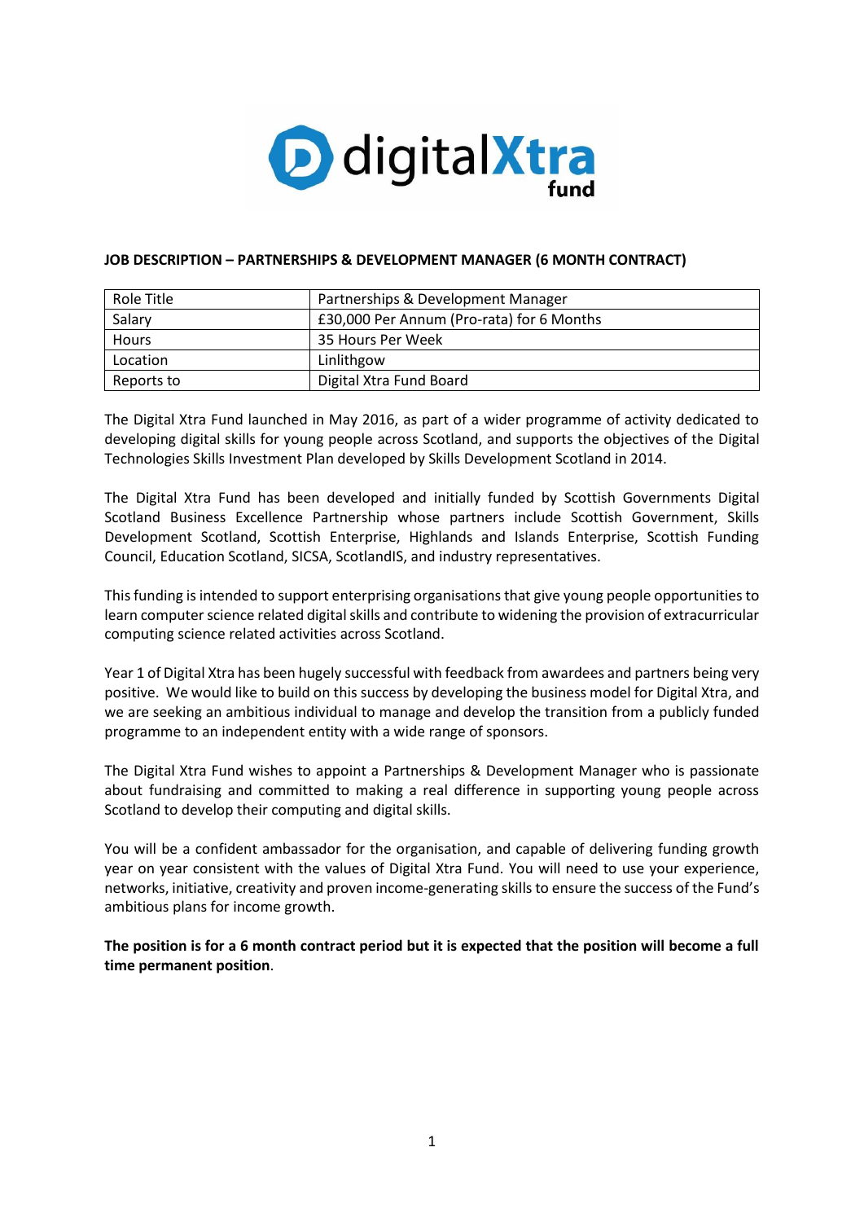**JOB DESCRIPTION – PARTNERSHIPS & DEVELOPMENT MANAGER (6 MONTH CONTRACT)**

| Role Title | Partnerships & Development Manager |
|---|---|
| Salary | £30,000 Per Annum (Pro-rata) for 6 Months |
| Hours | 35 Hours Per Week |
| Location | Linlithgow |
| Reports to | Digital Xtra Fund Board |

The Digital Xtra Fund launched in May 2016, as part of a wider programme of activity dedicated to developing digital skills for young people across Scotland, and supports the objectives of the Digital Technologies Skills Investment Plan developed by Skills Development Scotland in 2014.

The Digital Xtra Fund has been developed and initially funded by Scottish Governments Digital Scotland Business Excellence Partnership whose partners include Scottish Government, Skills Development Scotland, Scottish Enterprise, Highlands and Islands Enterprise, Scottish Funding Council, Education Scotland, SICSA, ScotlandIS, and industry representatives.

This funding is intended to support enterprising organisations that give young people opportunities to learn computer science related digital skills and contribute to widening the provision of extracurricular computing science related activities across Scotland.

Year 1 of Digital Xtra has been hugely successful with feedback from awardees and partners being very positive. We would like to build on this success by developing the business model for Digital Xtra, and we are seeking an ambitious individual to manage and develop the transition from a publicly funded programme to an independent entity with a wide range of sponsors.

The Digital Xtra Fund wishes to appoint a Partnerships & Development Manager who is passionate about fundraising and committed to making a real difference in supporting young people across Scotland to develop their computing and digital skills.

You will be a confident ambassador for the organisation, and capable of delivering funding growth year on year consistent with the values of Digital Xtra Fund. You will need to use your experience, networks, initiative, creativity and proven income-generating skills to ensure the success of the Fund's ambitious plans for income growth.

**The position is for a 6 month contract period but it is expected that the position will become a full time permanent position**.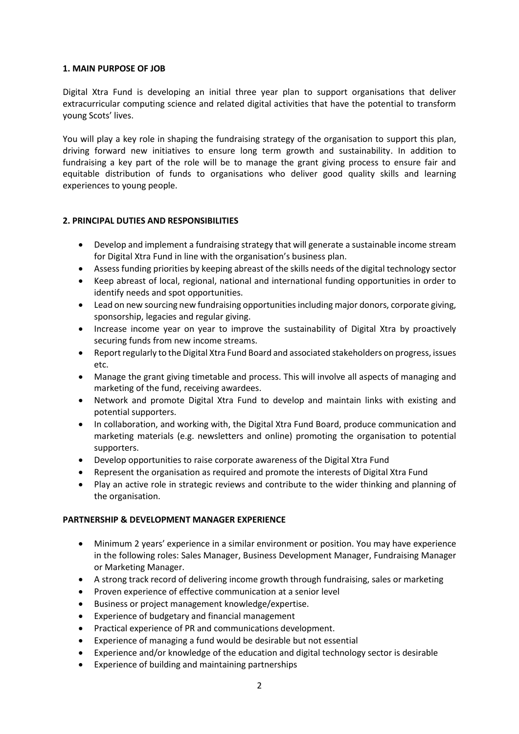## 1. MAIN PURPOSE OF JOB

Digital Xtra Fund is developing an initial three year plan to support organisations that deliver extracurricular computing science and related digital activities that have the potential to transform young Scots' lives.

You will play a key role in shaping the fundraising strategy of the organisation to support this plan, driving forward new initiatives to ensure long term growth and sustainability. In addition to fundraising a key part of the role will be to manage the grant giving process to ensure fair and equitable distribution of funds to organisations who deliver good quality skills and learning experiences to young people.

## 2. PRINCIPAL DUTIES AND RESPONSIBILITIES

- Develop and implement a fundraising strategy that will generate a sustainable income stream for Digital Xtra Fund in line with the organisation's business plan.
- Assess funding priorities by keeping abreast of the skills needs of the digital technology sector
- Keep abreast of local, regional, national and international funding opportunities in order to identify needs and spot opportunities.
- Lead on new sourcing new fundraising opportunities including major donors, corporate giving, sponsorship, legacies and regular giving.
- Increase income year on year to improve the sustainability of Digital Xtra by proactively securing funds from new income streams.
- Report regularly to the Digital Xtra Fund Board and associated stakeholders on progress, issues etc.
- Manage the grant giving timetable and process. This will involve all aspects of managing and marketing of the fund, receiving awardees.
- Network and promote Digital Xtra Fund to develop and maintain links with existing and potential supporters.
- In collaboration, and working with, the Digital Xtra Fund Board, produce communication and marketing materials (e.g. newsletters and online) promoting the organisation to potential supporters.
- Develop opportunities to raise corporate awareness of the Digital Xtra Fund
- Represent the organisation as required and promote the interests of Digital Xtra Fund
- Play an active role in strategic reviews and contribute to the wider thinking and planning of the organisation.

## PARTNERSHIP & DEVELOPMENT MANAGER EXPERIENCE

- Minimum 2 years' experience in a similar environment or position. You may have experience in the following roles: Sales Manager, Business Development Manager, Fundraising Manager or Marketing Manager.
- A strong track record of delivering income growth through fundraising, sales or marketing
- Proven experience of effective communication at a senior level
- Business or project management knowledge/expertise.
- Experience of budgetary and financial management
- Practical experience of PR and communications development.
- Experience of managing a fund would be desirable but not essential
- Experience and/or knowledge of the education and digital technology sector is desirable
- Experience of building and maintaining partnerships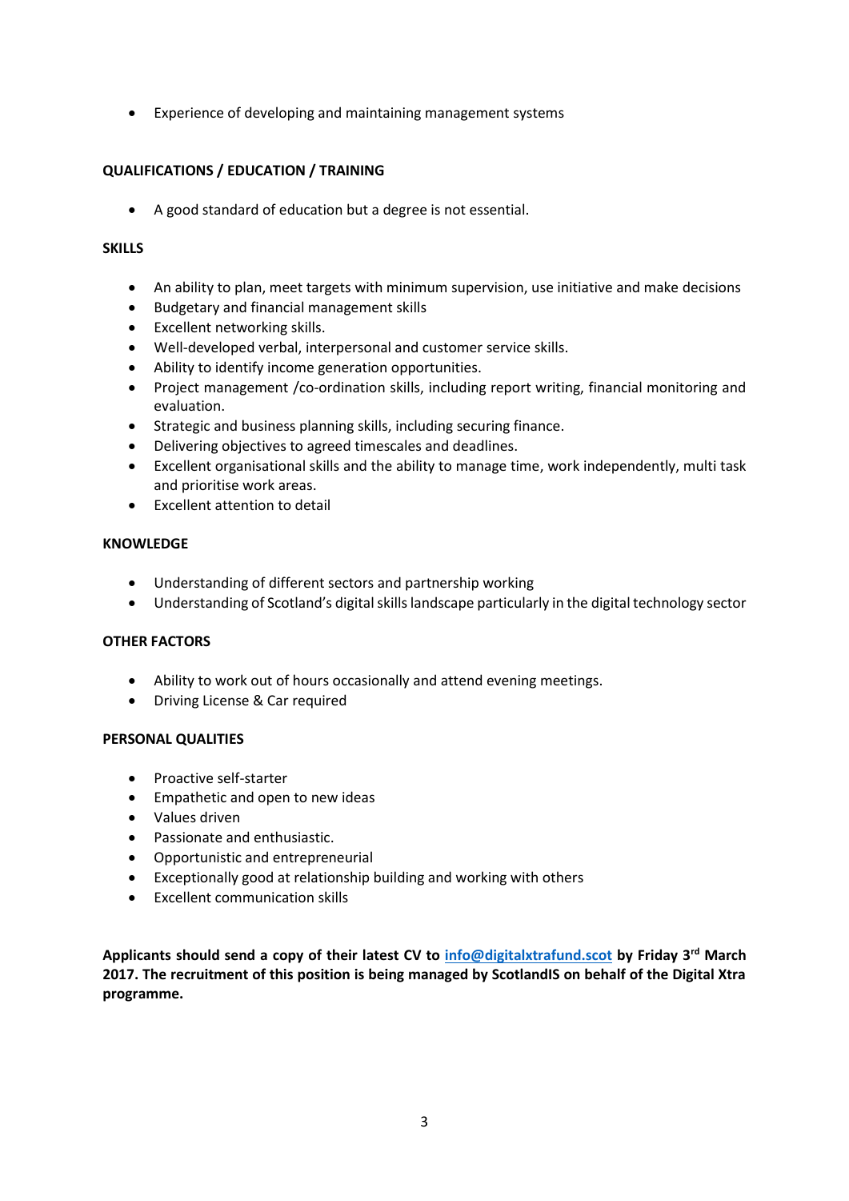- Experience of developing and maintaining management systems

**QUALIFICATIONS / EDUCATION / TRAINING**

- A good standard of education but a degree is not essential.

**SKILLS**

- An ability to plan, meet targets with minimum supervision, use initiative and make decisions
- Budgetary and financial management skills
- Excellent networking skills.
- Well-developed verbal, interpersonal and customer service skills.
- Ability to identify income generation opportunities.
- Project management /co-ordination skills, including report writing, financial monitoring and evaluation.
- Strategic and business planning skills, including securing finance.
- Delivering objectives to agreed timescales and deadlines.
- Excellent organisational skills and the ability to manage time, work independently, multi task and prioritise work areas.
- Excellent attention to detail

**KNOWLEDGE**

- Understanding of different sectors and partnership working
- Understanding of Scotland's digital skills landscape particularly in the digital technology sector

**OTHER FACTORS**

- Ability to work out of hours occasionally and attend evening meetings.
- Driving License & Car required

**PERSONAL QUALITIES**

- Proactive self-starter
- Empathetic and open to new ideas
- Values driven
- Passionate and enthusiastic.
- Opportunistic and entrepreneurial
- Exceptionally good at relationship building and working with others
- Excellent communication skills

**Applicants should send a copy of their latest CV to [info@digitalxtrafund.scot](mailto:info@digitalxtrafund.scot) by Friday 3rd March 2017. The recruitment of this position is being managed by ScotlandIS on behalf of the Digital Xtra programme.**